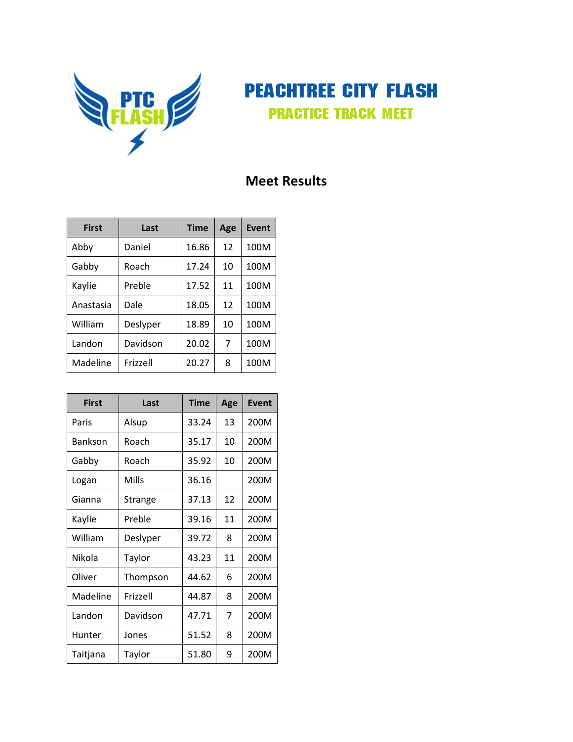# PEACHTREE CITY FLASH

## PRACTICE TRACK MEET

## Meet Results

| First | Last | Time | Age | Event |
|---|---|---|---|---|
| Abby | Daniel | 16.86 | 12 | 100M |
| Gabby | Roach | 17.24 | 10 | 100M |
| Kaylie | Preble | 17.52 | 11 | 100M |
| Anastasia | Dale | 18.05 | 12 | 100M |
| William | Deslyper | 18.89 | 10 | 100M |
| Landon | Davidson | 20.02 | 7 | 100M |
| Madeline | Frizzell | 20.27 | 8 | 100M |

| First | Last | Time | Age | Event |
|---|---|---|---|---|
| Paris | Alsup | 33.24 | 13 | 200M |
| Bankson | Roach | 35.17 | 10 | 200M |
| Gabby | Roach | 35.92 | 10 | 200M |
| Logan | Mills | 36.16 | | 200M |
| Gianna | Strange | 37.13 | 12 | 200M |
| Kaylie | Preble | 39.16 | 11 | 200M |
| William | Deslyper | 39.72 | 8 | 200M |
| Nikola | Taylor | 43.23 | 11 | 200M |
| Oliver | Thompson | 44.62 | 6 | 200M |
| Madeline | Frizzell | 44.87 | 8 | 200M |
| Landon | Davidson | 47.71 | 7 | 200M |
| Hunter | Jones | 51.52 | 8 | 200M |
| Taitjana | Taylor | 51.80 | 9 | 200M |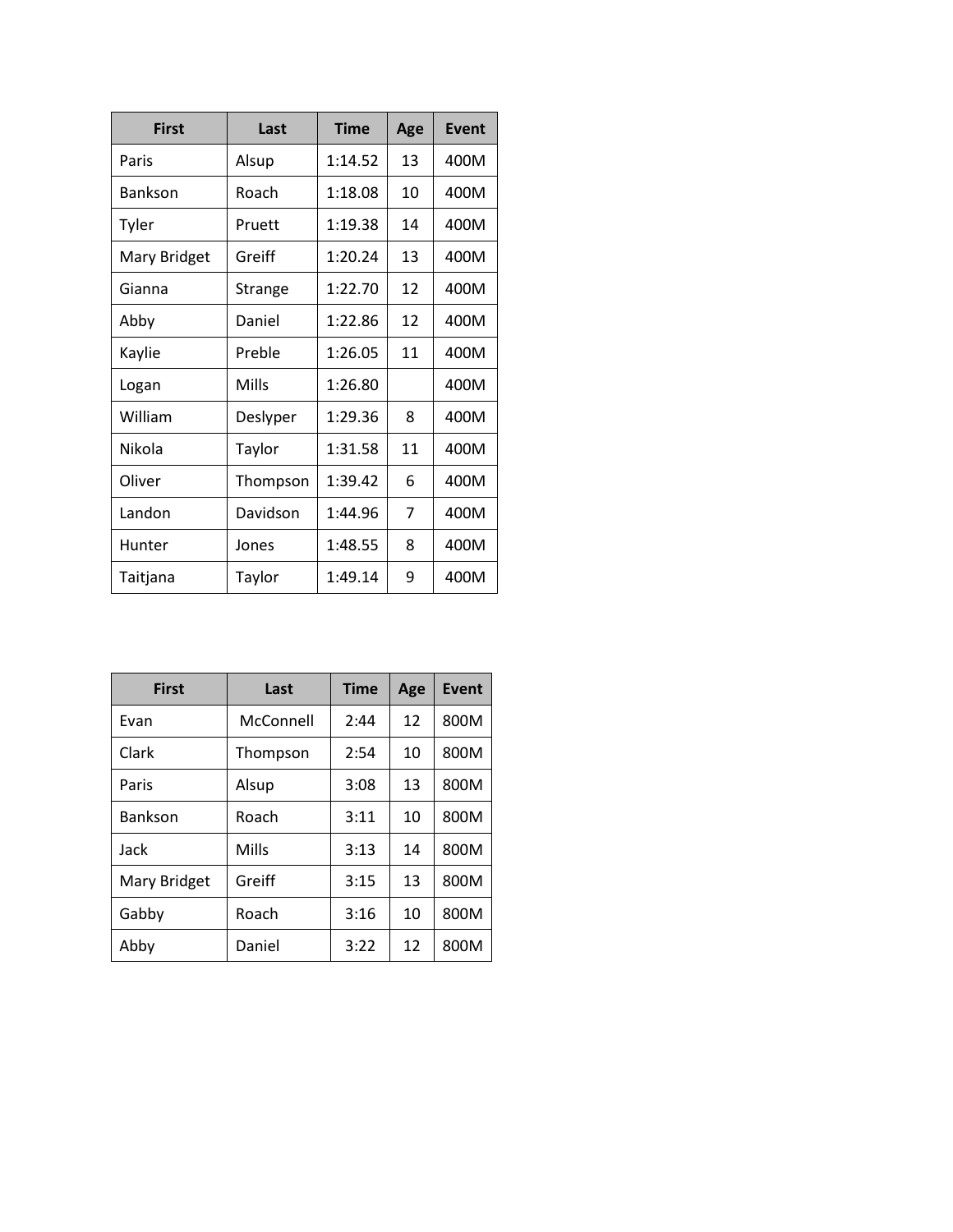| First | Last | Time | Age | Event |
| --- | --- | --- | --- | --- |
| Paris | Alsup | 1:14.52 | 13 | 400M |
| Bankson | Roach | 1:18.08 | 10 | 400M |
| Tyler | Pruett | 1:19.38 | 14 | 400M |
| Mary Bridget | Greiff | 1:20.24 | 13 | 400M |
| Gianna | Strange | 1:22.70 | 12 | 400M |
| Abby | Daniel | 1:22.86 | 12 | 400M |
| Kaylie | Preble | 1:26.05 | 11 | 400M |
| Logan | Mills | 1:26.80 | | 400M |
| William | Deslyper | 1:29.36 | 8 | 400M |
| Nikola | Taylor | 1:31.58 | 11 | 400M |
| Oliver | Thompson | 1:39.42 | 6 | 400M |
| Landon | Davidson | 1:44.96 | 7 | 400M |
| Hunter | Jones | 1:48.55 | 8 | 400M |
| Taitjana | Taylor | 1:49.14 | 9 | 400M |

| First | Last | Time | Age | Event |
| --- | --- | --- | --- | --- |
| Evan | McConnell | 2:44 | 12 | 800M |
| Clark | Thompson | 2:54 | 10 | 800M |
| Paris | Alsup | 3:08 | 13 | 800M |
| Bankson | Roach | 3:11 | 10 | 800M |
| Jack | Mills | 3:13 | 14 | 800M |
| Mary Bridget | Greiff | 3:15 | 13 | 800M |
| Gabby | Roach | 3:16 | 10 | 800M |
| Abby | Daniel | 3:22 | 12 | 800M |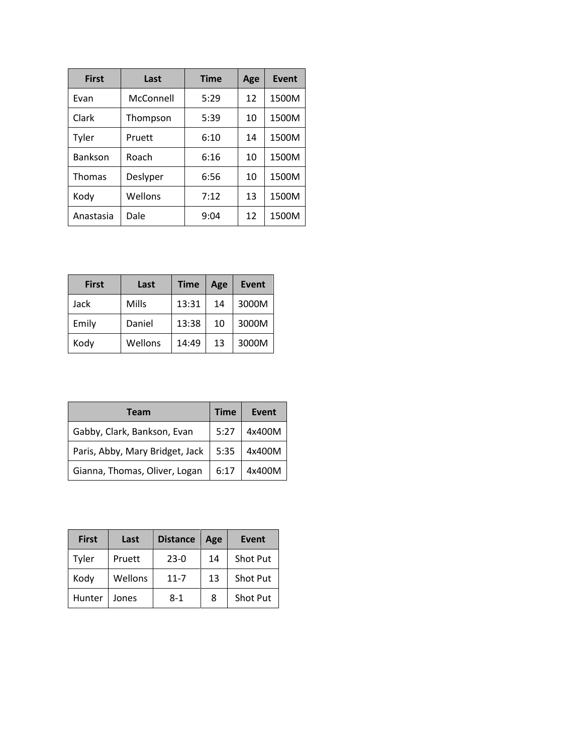| First | Last | Time | Age | Event |
| --- | --- | --- | --- | --- |
| Evan | McConnell | 5:29 | 12 | 1500M |
| Clark | Thompson | 5:39 | 10 | 1500M |
| Tyler | Pruett | 6:10 | 14 | 1500M |
| Bankson | Roach | 6:16 | 10 | 1500M |
| Thomas | Deslyper | 6:56 | 10 | 1500M |
| Kody | Wellons | 7:12 | 13 | 1500M |
| Anastasia | Dale | 9:04 | 12 | 1500M |

| First | Last | Time | Age | Event |
| --- | --- | --- | --- | --- |
| Jack | Mills | 13:31 | 14 | 3000M |
| Emily | Daniel | 13:38 | 10 | 3000M |
| Kody | Wellons | 14:49 | 13 | 3000M |

| Team | Time | Event |
| --- | --- | --- |
| Gabby, Clark, Bankson, Evan | 5:27 | 4x400M |
| Paris, Abby, Mary Bridget, Jack | 5:35 | 4x400M |
| Gianna, Thomas, Oliver, Logan | 6:17 | 4x400M |

| First | Last | Distance | Age | Event |
| --- | --- | --- | --- | --- |
| Tyler | Pruett | 23-0 | 14 | Shot Put |
| Kody | Wellons | 11-7 | 13 | Shot Put |
| Hunter | Jones | 8-1 | 8 | Shot Put |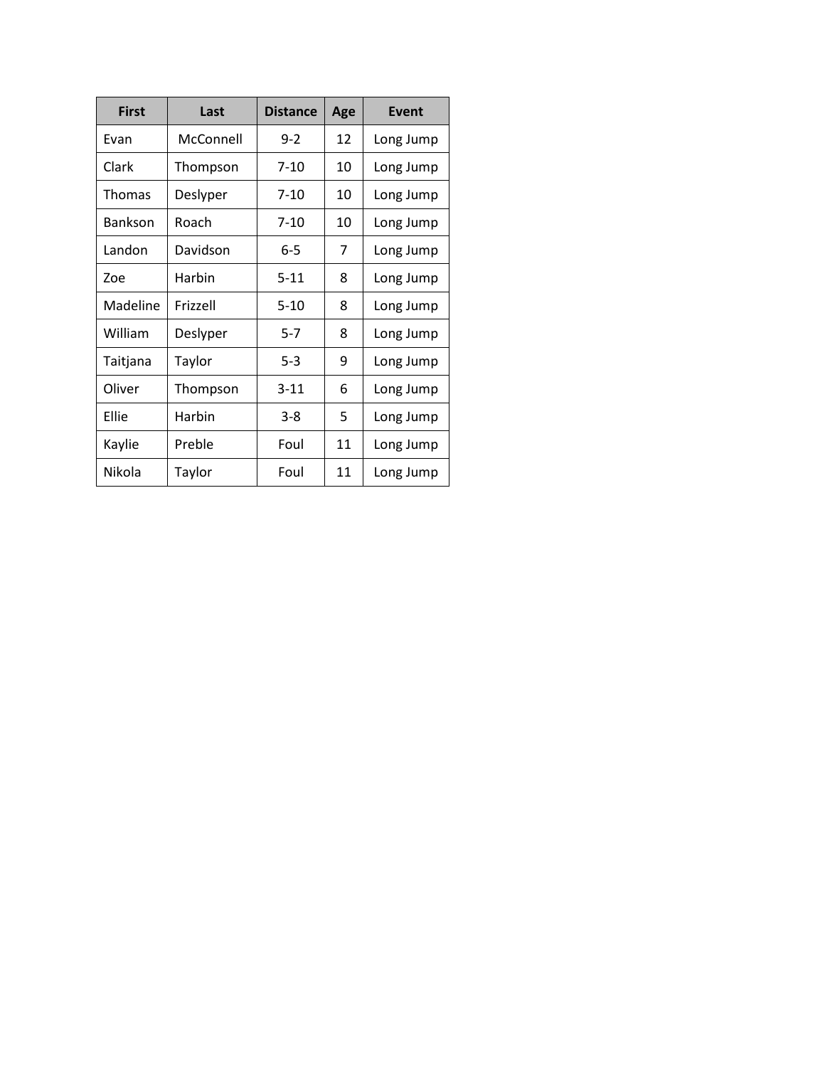| First | Last | Distance | Age | Event |
|---|---|---|---|---|
| Evan | McConnell | 9-2 | 12 | Long Jump |
| Clark | Thompson | 7-10 | 10 | Long Jump |
| Thomas | Deslyper | 7-10 | 10 | Long Jump |
| Bankson | Roach | 7-10 | 10 | Long Jump |
| Landon | Davidson | 6-5 | 7 | Long Jump |
| Zoe | Harbin | 5-11 | 8 | Long Jump |
| Madeline | Frizzell | 5-10 | 8 | Long Jump |
| William | Deslyper | 5-7 | 8 | Long Jump |
| Taitjana | Taylor | 5-3 | 9 | Long Jump |
| Oliver | Thompson | 3-11 | 6 | Long Jump |
| Ellie | Harbin | 3-8 | 5 | Long Jump |
| Kaylie | Preble | Foul | 11 | Long Jump |
| Nikola | Taylor | Foul | 11 | Long Jump |